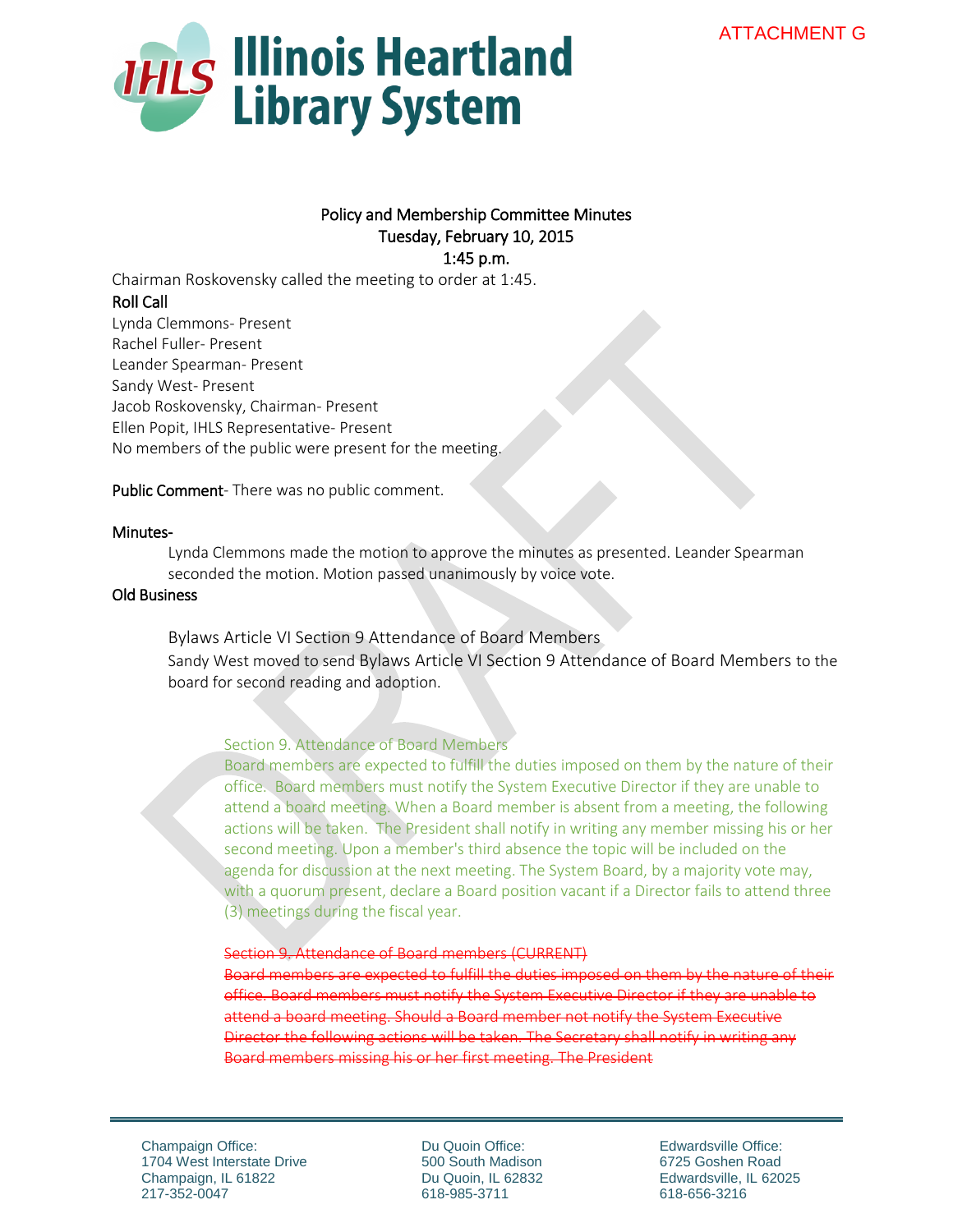ATTACHMENT G

# Illinois Heartland Library System

## Policy and Membership Committee Minutes
### Tuesday, February 10, 2015
### 1:45 p.m.

Chairman Roskovensky called the meeting to order at 1:45.

**Roll Call**

Lynda Clemmons- Present
Rachel Fuller- Present
Leander Spearman- Present
Sandy West- Present
Jacob Roskovensky, Chairman- Present
Ellen Popit, IHLS Representative- Present
No members of the public were present for the meeting.

**Public Comment**- There was no public comment.

**Minutes-**

Lynda Clemmons made the motion to approve the minutes as presented. Leander Spearman seconded the motion. Motion passed unanimously by voice vote.

**Old Business**

Bylaws Article VI Section 9 Attendance of Board Members

Sandy West moved to send Bylaws Article VI Section 9 Attendance of Board Members to the board for second reading and adoption.

Section 9. Attendance of Board Members

Board members are expected to fulfill the duties imposed on them by the nature of their office. Board members must notify the System Executive Director if they are unable to attend a board meeting. When a Board member is absent from a meeting, the following actions will be taken. The President shall notify in writing any member missing his or her second meeting. Upon a member's third absence the topic will be included on the agenda for discussion at the next meeting. The System Board, by a majority vote may, with a quorum present, declare a Board position vacant if a Director fails to attend three (3) meetings during the fiscal year.

~~Section 9. Attendance of Board members (CURRENT)~~

~~Board members are expected to fulfill the duties imposed on them by the nature of their office. Board members must notify the System Executive Director if they are unable to attend a board meeting. Should a Board member not notify the System Executive Director the following actions will be taken. The Secretary shall notify in writing any Board members missing his or her first meeting. The President~~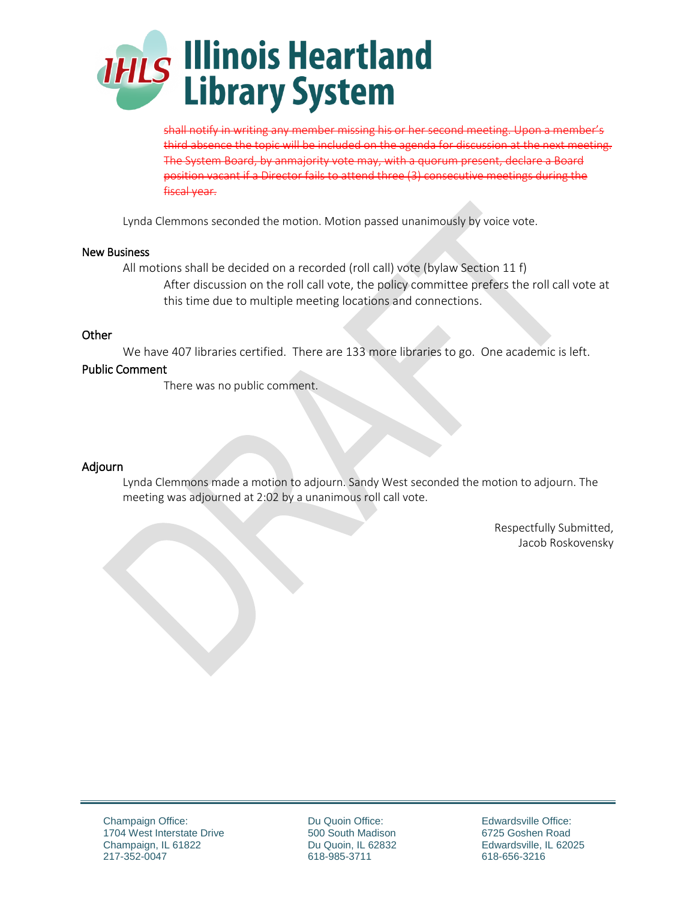~~shall notify in writing any member missing his or her second meeting. Upon a member's third absence the topic will be included on the agenda for discussion at the next meeting. The System Board, by anmajority vote may, with a quorum present, declare a Board position vacant if a Director fails to attend three (3) consecutive meetings during the fiscal year.~~

Lynda Clemmons seconded the motion. Motion passed unanimously by voice vote.

## New Business

All motions shall be decided on a recorded (roll call) vote (bylaw Section 11 f)

After discussion on the roll call vote, the policy committee prefers the roll call vote at this time due to multiple meeting locations and connections.

## Other

We have 407 libraries certified. There are 133 more libraries to go. One academic is left.

## Public Comment

There was no public comment.

## Adjourn

Lynda Clemmons made a motion to adjourn. Sandy West seconded the motion to adjourn. The meeting was adjourned at 2:02 by a unanimous roll call vote.

Respectfully Submitted,
Jacob Roskovensky